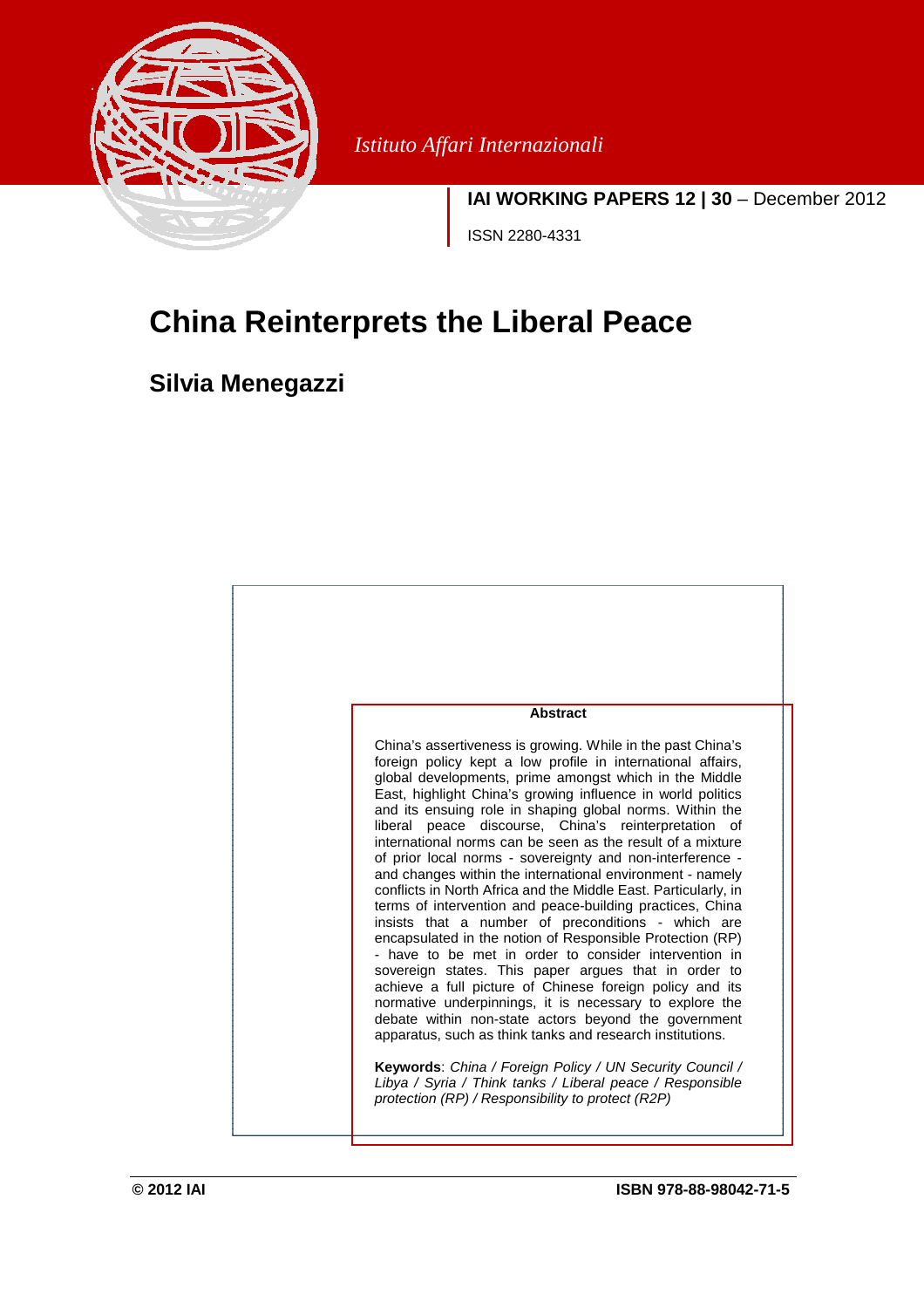Istituto Affari Internazionali

**IAI WORKING PAPERS 12 | 30** – December 2012

ISSN 2280-4331

# China Reinterprets the Liberal Peace

## Silvia Menegazzi

**Abstract**

China's assertiveness is growing. While in the past China's foreign policy kept a low profile in international affairs, global developments, prime amongst which in the Middle East, highlight China's growing influence in world politics and its ensuing role in shaping global norms. Within the liberal peace discourse, China's reinterpretation of international norms can be seen as the result of a mixture of prior local norms - sovereignty and non-interference - and changes within the international environment - namely conflicts in North Africa and the Middle East. Particularly, in terms of intervention and peace-building practices, China insists that a number of preconditions - which are encapsulated in the notion of Responsible Protection (RP) - have to be met in order to consider intervention in sovereign states. This paper argues that in order to achieve a full picture of Chinese foreign policy and its normative underpinnings, it is necessary to explore the debate within non-state actors beyond the government apparatus, such as think tanks and research institutions.

**Keywords**: *China / Foreign Policy / UN Security Council / Libya / Syria / Think tanks / Liberal peace / Responsible protection (RP) / Responsibility to protect (R2P)*

**© 2012 IAI** **ISBN 978-88-98042-71-5**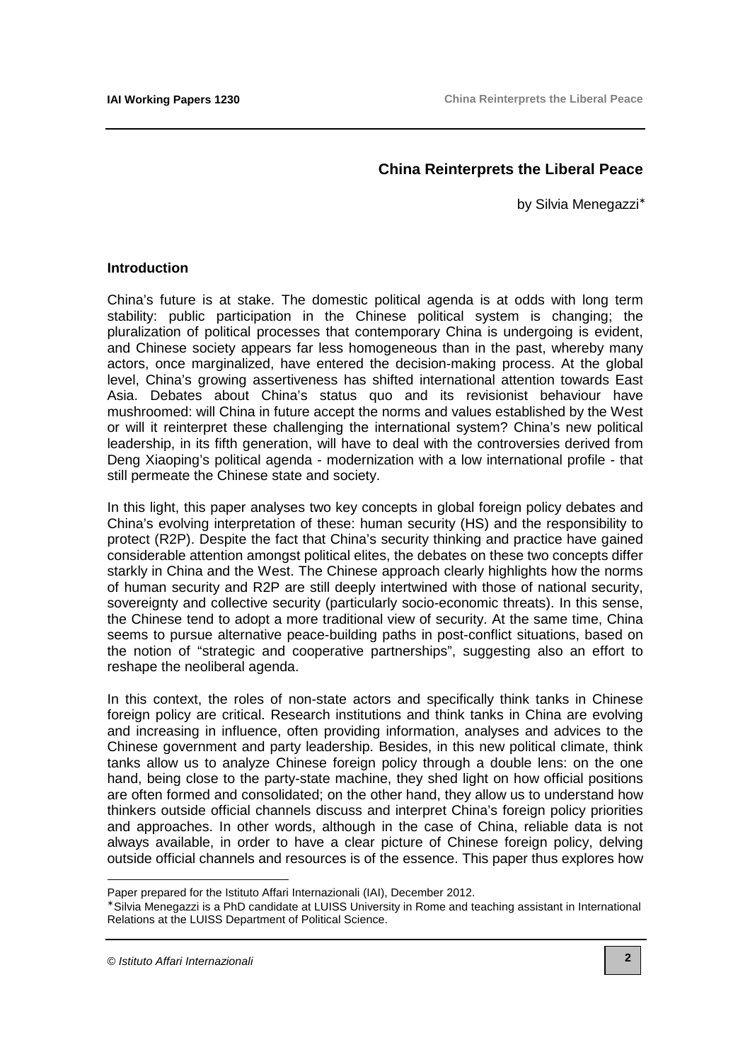## China Reinterprets the Liberal Peace

by Silvia Menegazzi*

### Introduction

China's future is at stake. The domestic political agenda is at odds with long term stability: public participation in the Chinese political system is changing; the pluralization of political processes that contemporary China is undergoing is evident, and Chinese society appears far less homogeneous than in the past, whereby many actors, once marginalized, have entered the decision-making process. At the global level, China's growing assertiveness has shifted international attention towards East Asia. Debates about China's status quo and its revisionist behaviour have mushroomed: will China in future accept the norms and values established by the West or will it reinterpret these challenging the international system? China's new political leadership, in its fifth generation, will have to deal with the controversies derived from Deng Xiaoping's political agenda - modernization with a low international profile - that still permeate the Chinese state and society.

In this light, this paper analyses two key concepts in global foreign policy debates and China's evolving interpretation of these: human security (HS) and the responsibility to protect (R2P). Despite the fact that China's security thinking and practice have gained considerable attention amongst political elites, the debates on these two concepts differ starkly in China and the West. The Chinese approach clearly highlights how the norms of human security and R2P are still deeply intertwined with those of national security, sovereignty and collective security (particularly socio-economic threats). In this sense, the Chinese tend to adopt a more traditional view of security. At the same time, China seems to pursue alternative peace-building paths in post-conflict situations, based on the notion of "strategic and cooperative partnerships", suggesting also an effort to reshape the neoliberal agenda.

In this context, the roles of non-state actors and specifically think tanks in Chinese foreign policy are critical. Research institutions and think tanks in China are evolving and increasing in influence, often providing information, analyses and advices to the Chinese government and party leadership. Besides, in this new political climate, think tanks allow us to analyze Chinese foreign policy through a double lens: on the one hand, being close to the party-state machine, they shed light on how official positions are often formed and consolidated; on the other hand, they allow us to understand how thinkers outside official channels discuss and interpret China's foreign policy priorities and approaches. In other words, although in the case of China, reliable data is not always available, in order to have a clear picture of Chinese foreign policy, delving outside official channels and resources is of the essence. This paper thus explores how

---

Paper prepared for the Istituto Affari Internazionali (IAI), December 2012.

* Silvia Menegazzi is a PhD candidate at LUISS University in Rome and teaching assistant in International Relations at the LUISS Department of Political Science.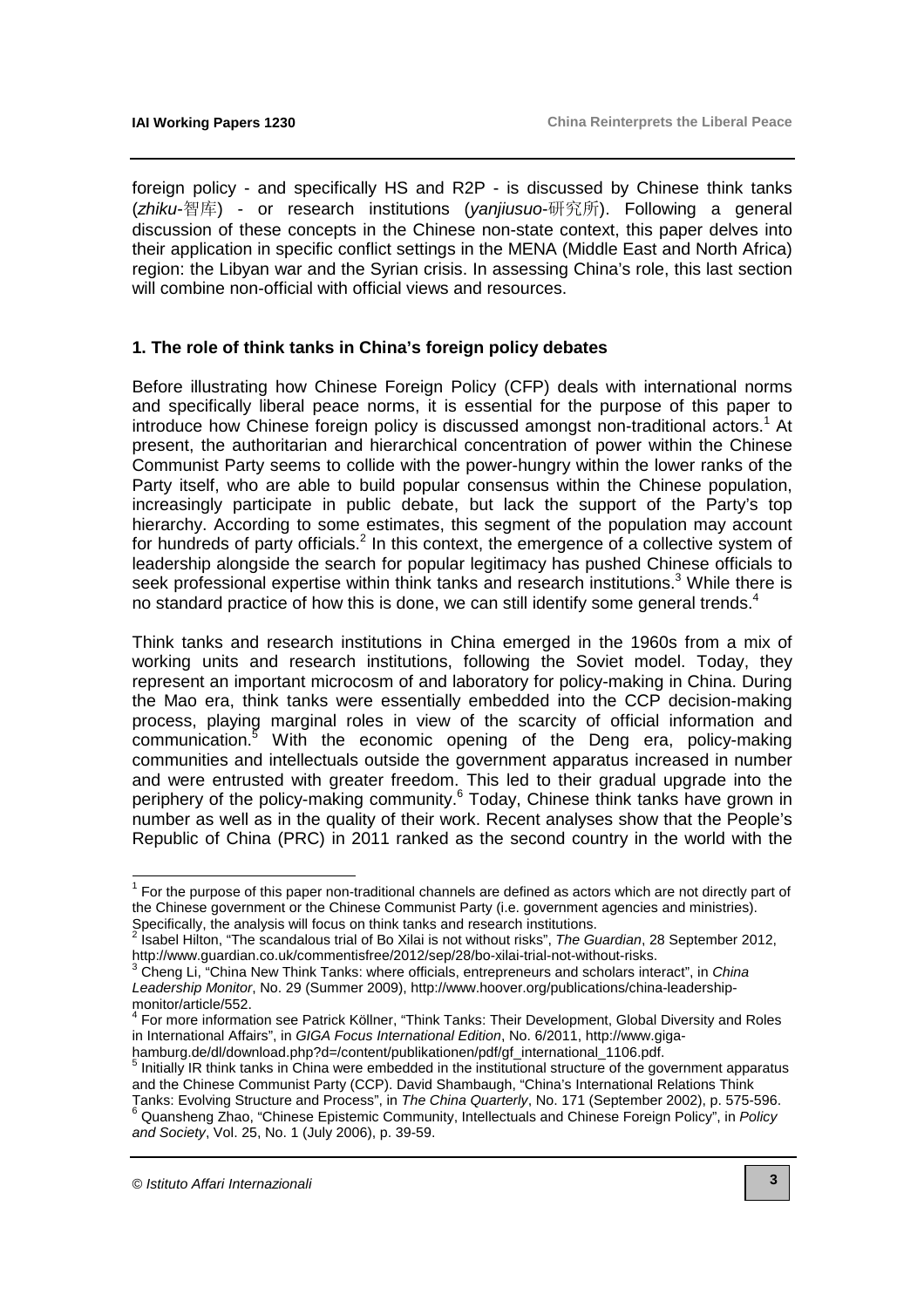foreign policy - and specifically HS and R2P - is discussed by Chinese think tanks (*zhiku*-智库) - or research institutions (*yanjiusuo*-研究所). Following a general discussion of these concepts in the Chinese non-state context, this paper delves into their application in specific conflict settings in the MENA (Middle East and North Africa) region: the Libyan war and the Syrian crisis. In assessing China's role, this last section will combine non-official with official views and resources.

## 1. The role of think tanks in China's foreign policy debates

Before illustrating how Chinese Foreign Policy (CFP) deals with international norms and specifically liberal peace norms, it is essential for the purpose of this paper to introduce how Chinese foreign policy is discussed amongst non-traditional actors.[1] At present, the authoritarian and hierarchical concentration of power within the Chinese Communist Party seems to collide with the power-hungry within the lower ranks of the Party itself, who are able to build popular consensus within the Chinese population, increasingly participate in public debate, but lack the support of the Party's top hierarchy. According to some estimates, this segment of the population may account for hundreds of party officials.[2] In this context, the emergence of a collective system of leadership alongside the search for popular legitimacy has pushed Chinese officials to seek professional expertise within think tanks and research institutions.[3] While there is no standard practice of how this is done, we can still identify some general trends.[4]

Think tanks and research institutions in China emerged in the 1960s from a mix of working units and research institutions, following the Soviet model. Today, they represent an important microcosm of and laboratory for policy-making in China. During the Mao era, think tanks were essentially embedded into the CCP decision-making process, playing marginal roles in view of the scarcity of official information and communication.[5] With the economic opening of the Deng era, policy-making communities and intellectuals outside the government apparatus increased in number and were entrusted with greater freedom. This led to their gradual upgrade into the periphery of the policy-making community.[6] Today, Chinese think tanks have grown in number as well as in the quality of their work. Recent analyses show that the People's Republic of China (PRC) in 2011 ranked as the second country in the world with the

---

[1] For the purpose of this paper non-traditional channels are defined as actors which are not directly part of the Chinese government or the Chinese Communist Party (i.e. government agencies and ministries). Specifically, the analysis will focus on think tanks and research institutions.

[2] Isabel Hilton, "The scandalous trial of Bo Xilai is not without risks", *The Guardian*, 28 September 2012, http://www.guardian.co.uk/commentisfree/2012/sep/28/bo-xilai-trial-not-without-risks.

[3] Cheng Li, "China New Think Tanks: where officials, entrepreneurs and scholars interact", in *China Leadership Monitor*, No. 29 (Summer 2009), http://www.hoover.org/publications/china-leadership-monitor/article/552.

[4] For more information see Patrick Köllner, "Think Tanks: Their Development, Global Diversity and Roles in International Affairs", in *GIGA Focus International Edition*, No. 6/2011, http://www.giga-hamburg.de/dl/download.php?d=/content/publikationen/pdf/gf_international_1106.pdf.

[5] Initially IR think tanks in China were embedded in the institutional structure of the government apparatus and the Chinese Communist Party (CCP). David Shambaugh, "China's International Relations Think Tanks: Evolving Structure and Process", in *The China Quarterly*, No. 171 (September 2002), p. 575-596.

[6] Quansheng Zhao, "Chinese Epistemic Community, Intellectuals and Chinese Foreign Policy", in *Policy and Society*, Vol. 25, No. 1 (July 2006), p. 39-59.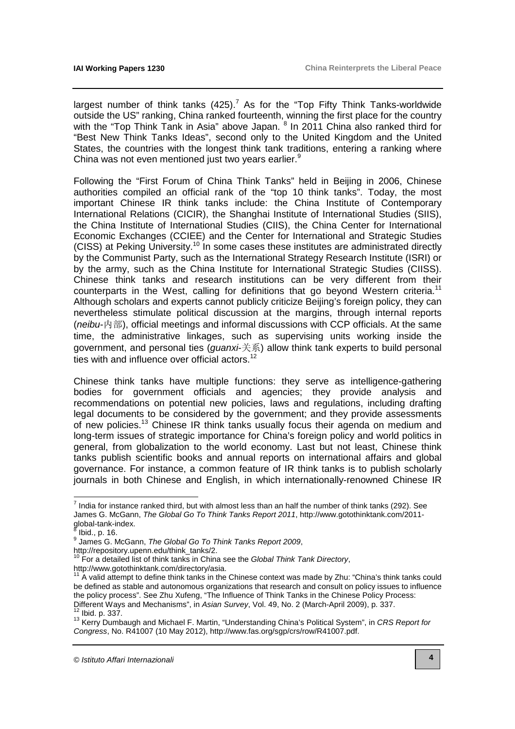largest number of think tanks (425).[7] As for the "Top Fifty Think Tanks-worldwide outside the US" ranking, China ranked fourteenth, winning the first place for the country with the "Top Think Tank in Asia" above Japan. [8] In 2011 China also ranked third for "Best New Think Tanks Ideas", second only to the United Kingdom and the United States, the countries with the longest think tank traditions, entering a ranking where China was not even mentioned just two years earlier.[9]

Following the "First Forum of China Think Tanks" held in Beijing in 2006, Chinese authorities compiled an official rank of the "top 10 think tanks". Today, the most important Chinese IR think tanks include: the China Institute of Contemporary International Relations (CICIR), the Shanghai Institute of International Studies (SIIS), the China Institute of International Studies (CIIS), the China Center for International Economic Exchanges (CCIEE) and the Center for International and Strategic Studies (CISS) at Peking University.[10] In some cases these institutes are administrated directly by the Communist Party, such as the International Strategy Research Institute (ISRI) or by the army, such as the China Institute for International Strategic Studies (CIISS). Chinese think tanks and research institutions can be very different from their counterparts in the West, calling for definitions that go beyond Western criteria.[11] Although scholars and experts cannot publicly criticize Beijing's foreign policy, they can nevertheless stimulate political discussion at the margins, through internal reports (*neibu*-内部), official meetings and informal discussions with CCP officials. At the same time, the administrative linkages, such as supervising units working inside the government, and personal ties (*guanxi*-关系) allow think tank experts to build personal ties with and influence over official actors.[12]

Chinese think tanks have multiple functions: they serve as intelligence-gathering bodies for government officials and agencies; they provide analysis and recommendations on potential new policies, laws and regulations, including drafting legal documents to be considered by the government; and they provide assessments of new policies.[13] Chinese IR think tanks usually focus their agenda on medium and long-term issues of strategic importance for China's foreign policy and world politics in general, from globalization to the world economy. Last but not least, Chinese think tanks publish scientific books and annual reports on international affairs and global governance. For instance, a common feature of IR think tanks is to publish scholarly journals in both Chinese and English, in which internationally-renowned Chinese IR

---

[7] India for instance ranked third, but with almost less than an half the number of think tanks (292). See James G. McGann, *The Global Go To Think Tanks Report 2011*, http://www.gotothinktank.com/2011-global-tank-index.

[8] Ibid., p. 16.

[9] James G. McGann, *The Global Go To Think Tanks Report 2009*, http://repository.upenn.edu/think_tanks/2.

[10] For a detailed list of think tanks in China see the *Global Think Tank Directory*, http://www.gotothinktank.com/directory/asia.

[11] A valid attempt to define think tanks in the Chinese context was made by Zhu: "China's think tanks could be defined as stable and autonomous organizations that research and consult on policy issues to influence the policy process". See Zhu Xufeng, "The Influence of Think Tanks in the Chinese Policy Process: Different Ways and Mechanisms", in *Asian Survey*, Vol. 49, No. 2 (March-April 2009), p. 337.

[12] Ibid. p. 337.

[13] Kerry Dumbaugh and Michael F. Martin, "Understanding China's Political System", in *CRS Report for Congress*, No. R41007 (10 May 2012), http://www.fas.org/sgp/crs/row/R41007.pdf.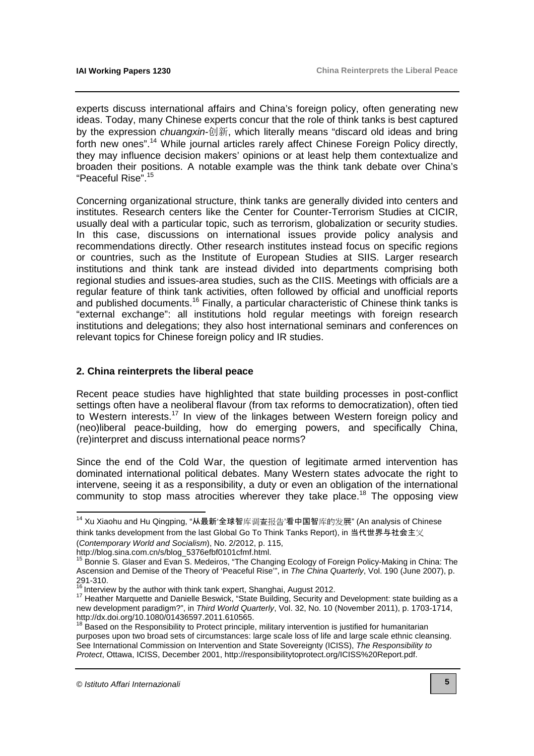experts discuss international affairs and China's foreign policy, often generating new ideas. Today, many Chinese experts concur that the role of think tanks is best captured by the expression *chuangxin*-创新, which literally means "discard old ideas and bring forth new ones".[14] While journal articles rarely affect Chinese Foreign Policy directly, they may influence decision makers' opinions or at least help them contextualize and broaden their positions. A notable example was the think tank debate over China's "Peaceful Rise".[15]

Concerning organizational structure, think tanks are generally divided into centers and institutes. Research centers like the Center for Counter-Terrorism Studies at CICIR, usually deal with a particular topic, such as terrorism, globalization or security studies. In this case, discussions on international issues provide policy analysis and recommendations directly. Other research institutes instead focus on specific regions or countries, such as the Institute of European Studies at SIIS. Larger research institutions and think tank are instead divided into departments comprising both regional studies and issues-area studies, such as the CIIS. Meetings with officials are a regular feature of think tank activities, often followed by official and unofficial reports and published documents.[16] Finally, a particular characteristic of Chinese think tanks is "external exchange": all institutions hold regular meetings with foreign research institutions and delegations; they also host international seminars and conferences on relevant topics for Chinese foreign policy and IR studies.

## 2. China reinterprets the liberal peace

Recent peace studies have highlighted that state building processes in post-conflict settings often have a neoliberal flavour (from tax reforms to democratization), often tied to Western interests.[17] In view of the linkages between Western foreign policy and (neo)liberal peace-building, how do emerging powers, and specifically China, (re)interpret and discuss international peace norms?

Since the end of the Cold War, the question of legitimate armed intervention has dominated international political debates. Many Western states advocate the right to intervene, seeing it as a responsibility, a duty or even an obligation of the international community to stop mass atrocities wherever they take place.[18] The opposing view

---

[14] Xu Xiaohu and Hu Qingping, "从最新'全球智库调查报告'看中国智库的发展" (An analysis of Chinese think tanks development from the last Global Go To Think Tanks Report), in 当代世界与社会主义 (*Contemporary World and Socialism*), No. 2/2012, p. 115, http://blog.sina.com.cn/s/blog_5376efbf0101cfmf.html.

[15] Bonnie S. Glaser and Evan S. Medeiros, "The Changing Ecology of Foreign Policy-Making in China: The Ascension and Demise of the Theory of 'Peaceful Rise'", in *The China Quarterly*, Vol. 190 (June 2007), p. 291-310.

[16] Interview by the author with think tank expert, Shanghai, August 2012.

[17] Heather Marquette and Danielle Beswick, "State Building, Security and Development: state building as a new development paradigm?", in *Third World Quarterly*, Vol. 32, No. 10 (November 2011), p. 1703-1714, http://dx.doi.org/10.1080/01436597.2011.610565.

[18] Based on the Responsibility to Protect principle, military intervention is justified for humanitarian purposes upon two broad sets of circumstances: large scale loss of life and large scale ethnic cleansing. See International Commission on Intervention and State Sovereignty (ICISS), *The Responsibility to Protect*, Ottawa, ICISS, December 2001, http://responsibilitytoprotect.org/ICISS%20Report.pdf.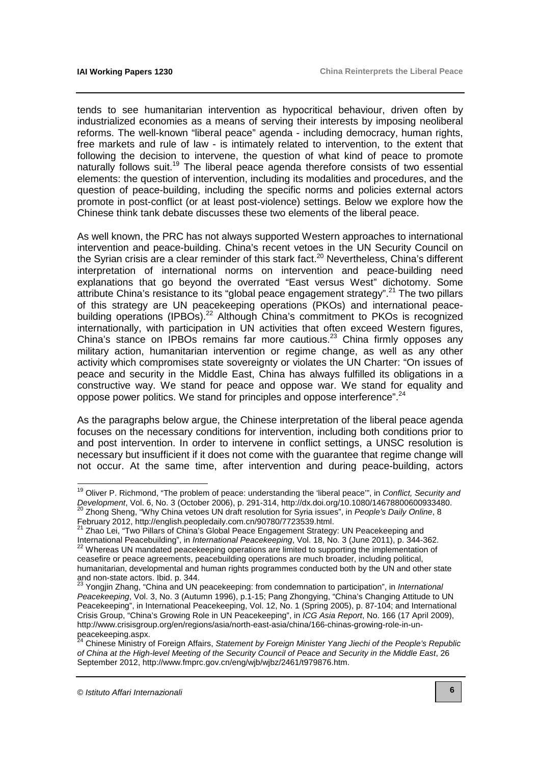tends to see humanitarian intervention as hypocritical behaviour, driven often by industrialized economies as a means of serving their interests by imposing neoliberal reforms. The well-known "liberal peace" agenda - including democracy, human rights, free markets and rule of law - is intimately related to intervention, to the extent that following the decision to intervene, the question of what kind of peace to promote naturally follows suit.[19] The liberal peace agenda therefore consists of two essential elements: the question of intervention, including its modalities and procedures, and the question of peace-building, including the specific norms and policies external actors promote in post-conflict (or at least post-violence) settings. Below we explore how the Chinese think tank debate discusses these two elements of the liberal peace.

As well known, the PRC has not always supported Western approaches to international intervention and peace-building. China's recent vetoes in the UN Security Council on the Syrian crisis are a clear reminder of this stark fact.[20] Nevertheless, China's different interpretation of international norms on intervention and peace-building need explanations that go beyond the overrated "East versus West" dichotomy. Some attribute China's resistance to its "global peace engagement strategy".[21] The two pillars of this strategy are UN peacekeeping operations (PKOs) and international peace-building operations (IPBOs).[22] Although China's commitment to PKOs is recognized internationally, with participation in UN activities that often exceed Western figures, China's stance on IPBOs remains far more cautious.[23] China firmly opposes any military action, humanitarian intervention or regime change, as well as any other activity which compromises state sovereignty or violates the UN Charter: "On issues of peace and security in the Middle East, China has always fulfilled its obligations in a constructive way. We stand for peace and oppose war. We stand for equality and oppose power politics. We stand for principles and oppose interference".[24]

As the paragraphs below argue, the Chinese interpretation of the liberal peace agenda focuses on the necessary conditions for intervention, including both conditions prior to and post intervention. In order to intervene in conflict settings, a UNSC resolution is necessary but insufficient if it does not come with the guarantee that regime change will not occur. At the same time, after intervention and during peace-building, actors

---

[19] Oliver P. Richmond, "The problem of peace: understanding the 'liberal peace'", in *Conflict, Security and Development*, Vol. 6, No. 3 (October 2006), p. 291-314, http://dx.doi.org/10.1080/14678800600933480.

[20] Zhong Sheng, "Why China vetoes UN draft resolution for Syria issues", in *People's Daily Online*, 8 February 2012, http://english.peopledaily.com.cn/90780/7723539.html.

[21] Zhao Lei, "Two Pillars of China's Global Peace Engagement Strategy: UN Peacekeeping and International Peacebuilding", in *International Peacekeeping*, Vol. 18, No. 3 (June 2011), p. 344-362.

[22] Whereas UN mandated peacekeeping operations are limited to supporting the implementation of ceasefire or peace agreements, peacebuilding operations are much broader, including political, humanitarian, developmental and human rights programmes conducted both by the UN and other state and non-state actors. Ibid. p. 344.

[23] Yongjin Zhang, "China and UN peacekeeping: from condemnation to participation", in *International Peacekeeping*, Vol. 3, No. 3 (Autumn 1996), p.1-15; Pang Zhongying, "China's Changing Attitude to UN Peacekeeping", in International Peacekeeping, Vol. 12, No. 1 (Spring 2005), p. 87-104; and International Crisis Group, "China's Growing Role in UN Peacekeeping", in *ICG Asia Report*, No. 166 (17 April 2009), http://www.crisisgroup.org/en/regions/asia/north-east-asia/china/166-chinas-growing-role-in-un-peacekeeping.aspx.

[24] Chinese Ministry of Foreign Affairs, *Statement by Foreign Minister Yang Jiechi of the People's Republic of China at the High-level Meeting of the Security Council of Peace and Security in the Middle East*, 26 September 2012, http://www.fmprc.gov.cn/eng/wjb/wjbz/2461/t979876.htm.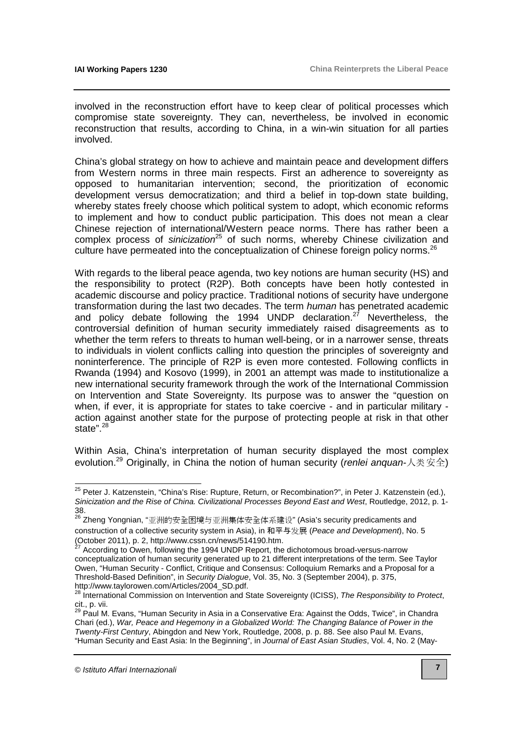involved in the reconstruction effort have to keep clear of political processes which compromise state sovereignty. They can, nevertheless, be involved in economic reconstruction that results, according to China, in a win-win situation for all parties involved.

China's global strategy on how to achieve and maintain peace and development differs from Western norms in three main respects. First an adherence to sovereignty as opposed to humanitarian intervention; second, the prioritization of economic development versus democratization; and third a belief in top-down state building, whereby states freely choose which political system to adopt, which economic reforms to implement and how to conduct public participation. This does not mean a clear Chinese rejection of international/Western peace norms. There has rather been a complex process of *sinicization*[25] of such norms, whereby Chinese civilization and culture have permeated into the conceptualization of Chinese foreign policy norms.[26]

With regards to the liberal peace agenda, two key notions are human security (HS) and the responsibility to protect (R2P). Both concepts have been hotly contested in academic discourse and policy practice. Traditional notions of security have undergone transformation during the last two decades. The term *human* has penetrated academic and policy debate following the 1994 UNDP declaration.[27] Nevertheless, the controversial definition of human security immediately raised disagreements as to whether the term refers to threats to human well-being, or in a narrower sense, threats to individuals in violent conflicts calling into question the principles of sovereignty and noninterference. The principle of R2P is even more contested. Following conflicts in Rwanda (1994) and Kosovo (1999), in 2001 an attempt was made to institutionalize a new international security framework through the work of the International Commission on Intervention and State Sovereignty. Its purpose was to answer the "question on when, if ever, it is appropriate for states to take coercive - and in particular military - action against another state for the purpose of protecting people at risk in that other state".[28]

Within Asia, China's interpretation of human security displayed the most complex evolution.[29] Originally, in China the notion of human security (*renlei anquan*-人类安全)

---

[25] Peter J. Katzenstein, "China's Rise: Rupture, Return, or Recombination?", in Peter J. Katzenstein (ed.), *Sinicization and the Rise of China. Civilizational Processes Beyond East and West*, Routledge, 2012, p. 1-38.

[26] Zheng Yongnian, "亚洲的安全困境与亚洲集体安全体系建设" (Asia's security predicaments and construction of a collective security system in Asia), in 和平与发展 (*Peace and Development*), No. 5 (October 2011), p. 2, http://www.cssn.cn/news/514190.htm.

[27] According to Owen, following the 1994 UNDP Report, the dichotomous broad-versus-narrow conceptualization of human security generated up to 21 different interpretations of the term. See Taylor Owen, "Human Security - Conflict, Critique and Consensus: Colloquium Remarks and a Proposal for a Threshold-Based Definition", in *Security Dialogue*, Vol. 35, No. 3 (September 2004), p. 375, http://www.taylorowen.com/Articles/2004_SD.pdf.

[28] International Commission on Intervention and State Sovereignty (ICISS), *The Responsibility to Protect*, cit., p. vii.

[29] Paul M. Evans, "Human Security in Asia in a Conservative Era: Against the Odds, Twice", in Chandra Chari (ed.), *War, Peace and Hegemony in a Globalized World: The Changing Balance of Power in the Twenty-First Century*, Abingdon and New York, Routledge, 2008, p. p. 88. See also Paul M. Evans, "Human Security and East Asia: In the Beginning", in *Journal of East Asian Studies*, Vol. 4, No. 2 (May-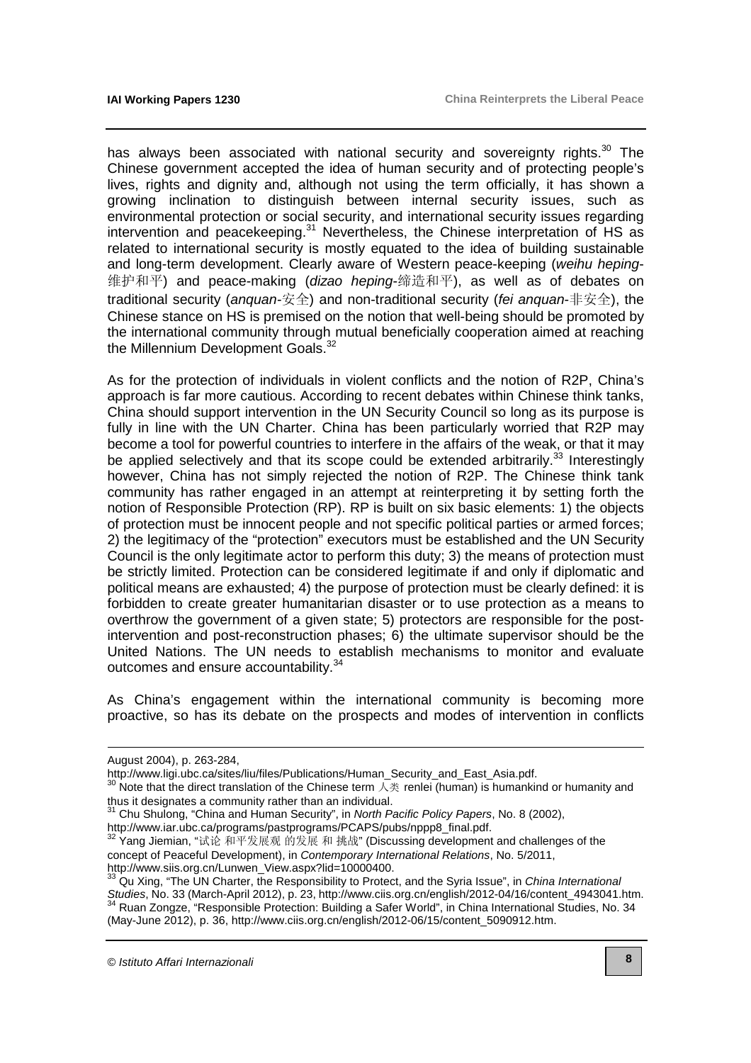has always been associated with national security and sovereignty rights.[30] The Chinese government accepted the idea of human security and of protecting people's lives, rights and dignity and, although not using the term officially, it has shown a growing inclination to distinguish between internal security issues, such as environmental protection or social security, and international security issues regarding intervention and peacekeeping.[31] Nevertheless, the Chinese interpretation of HS as related to international security is mostly equated to the idea of building sustainable and long-term development. Clearly aware of Western peace-keeping (*weihu heping*-维护和平) and peace-making (*dizao heping*-缔造和平), as well as of debates on traditional security (*anquan*-安全) and non-traditional security (*fei anquan*-非安全), the Chinese stance on HS is premised on the notion that well-being should be promoted by the international community through mutual beneficially cooperation aimed at reaching the Millennium Development Goals.[32]

As for the protection of individuals in violent conflicts and the notion of R2P, China's approach is far more cautious. According to recent debates within Chinese think tanks, China should support intervention in the UN Security Council so long as its purpose is fully in line with the UN Charter. China has been particularly worried that R2P may become a tool for powerful countries to interfere in the affairs of the weak, or that it may be applied selectively and that its scope could be extended arbitrarily.[33] Interestingly however, China has not simply rejected the notion of R2P. The Chinese think tank community has rather engaged in an attempt at reinterpreting it by setting forth the notion of Responsible Protection (RP). RP is built on six basic elements: 1) the objects of protection must be innocent people and not specific political parties or armed forces; 2) the legitimacy of the "protection" executors must be established and the UN Security Council is the only legitimate actor to perform this duty; 3) the means of protection must be strictly limited. Protection can be considered legitimate if and only if diplomatic and political means are exhausted; 4) the purpose of protection must be clearly defined: it is forbidden to create greater humanitarian disaster or to use protection as a means to overthrow the government of a given state; 5) protectors are responsible for the post-intervention and post-reconstruction phases; 6) the ultimate supervisor should be the United Nations. The UN needs to establish mechanisms to monitor and evaluate outcomes and ensure accountability.[34]

As China's engagement within the international community is becoming more proactive, so has its debate on the prospects and modes of intervention in conflicts

---

August 2004), p. 263-284, http://www.ligi.ubc.ca/sites/liu/files/Publications/Human_Security_and_East_Asia.pdf.

[30] Note that the direct translation of the Chinese term 人类 renlei (human) is humankind or humanity and thus it designates a community rather than an individual.

[31] Chu Shulong, "China and Human Security", in *North Pacific Policy Papers*, No. 8 (2002), http://www.iar.ubc.ca/programs/pastprograms/PCAPS/pubs/nppp8_final.pdf.

[32] Yang Jiemian, "试论 和平发展观 的发展 和 挑战" (Discussing development and challenges of the concept of Peaceful Development), in *Contemporary International Relations*, No. 5/2011, http://www.siis.org.cn/Lunwen_View.aspx?lid=10000400.

[33] Qu Xing, "The UN Charter, the Responsibility to Protect, and the Syria Issue", in *China International Studies*, No. 33 (March-April 2012), p. 23, http://www.ciis.org.cn/english/2012-04/16/content_4943041.htm.

[34] Ruan Zongze, "Responsible Protection: Building a Safer World", in China International Studies, No. 34 (May-June 2012), p. 36, http://www.ciis.org.cn/english/2012-06/15/content_5090912.htm.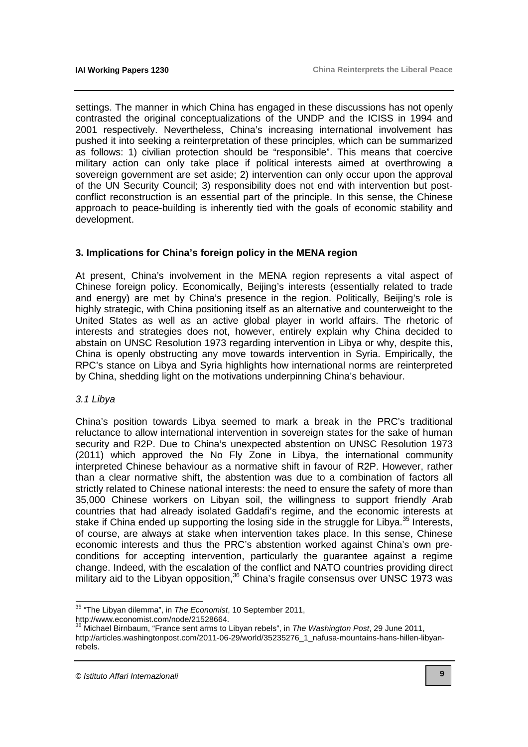settings. The manner in which China has engaged in these discussions has not openly contrasted the original conceptualizations of the UNDP and the ICISS in 1994 and 2001 respectively. Nevertheless, China's increasing international involvement has pushed it into seeking a reinterpretation of these principles, which can be summarized as follows: 1) civilian protection should be "responsible". This means that coercive military action can only take place if political interests aimed at overthrowing a sovereign government are set aside; 2) intervention can only occur upon the approval of the UN Security Council; 3) responsibility does not end with intervention but post-conflict reconstruction is an essential part of the principle. In this sense, the Chinese approach to peace-building is inherently tied with the goals of economic stability and development.

## 3. Implications for China's foreign policy in the MENA region

At present, China's involvement in the MENA region represents a vital aspect of Chinese foreign policy. Economically, Beijing's interests (essentially related to trade and energy) are met by China's presence in the region. Politically, Beijing's role is highly strategic, with China positioning itself as an alternative and counterweight to the United States as well as an active global player in world affairs. The rhetoric of interests and strategies does not, however, entirely explain why China decided to abstain on UNSC Resolution 1973 regarding intervention in Libya or why, despite this, China is openly obstructing any move towards intervention in Syria. Empirically, the RPC's stance on Libya and Syria highlights how international norms are reinterpreted by China, shedding light on the motivations underpinning China's behaviour.

### *3.1 Libya*

China's position towards Libya seemed to mark a break in the PRC's traditional reluctance to allow international intervention in sovereign states for the sake of human security and R2P. Due to China's unexpected abstention on UNSC Resolution 1973 (2011) which approved the No Fly Zone in Libya, the international community interpreted Chinese behaviour as a normative shift in favour of R2P. However, rather than a clear normative shift, the abstention was due to a combination of factors all strictly related to Chinese national interests: the need to ensure the safety of more than 35,000 Chinese workers on Libyan soil, the willingness to support friendly Arab countries that had already isolated Gaddafi's regime, and the economic interests at stake if China ended up supporting the losing side in the struggle for Libya.[35] Interests, of course, are always at stake when intervention takes place. In this sense, Chinese economic interests and thus the PRC's abstention worked against China's own pre-conditions for accepting intervention, particularly the guarantee against a regime change. Indeed, with the escalation of the conflict and NATO countries providing direct military aid to the Libyan opposition,[36] China's fragile consensus over UNSC 1973 was

---

[35] "The Libyan dilemma", in *The Economist*, 10 September 2011, http://www.economist.com/node/21528664.

[36] Michael Birnbaum, "France sent arms to Libyan rebels", in *The Washington Post*, 29 June 2011, http://articles.washingtonpost.com/2011-06-29/world/35235276_1_nafusa-mountains-hans-hillen-libyan-rebels.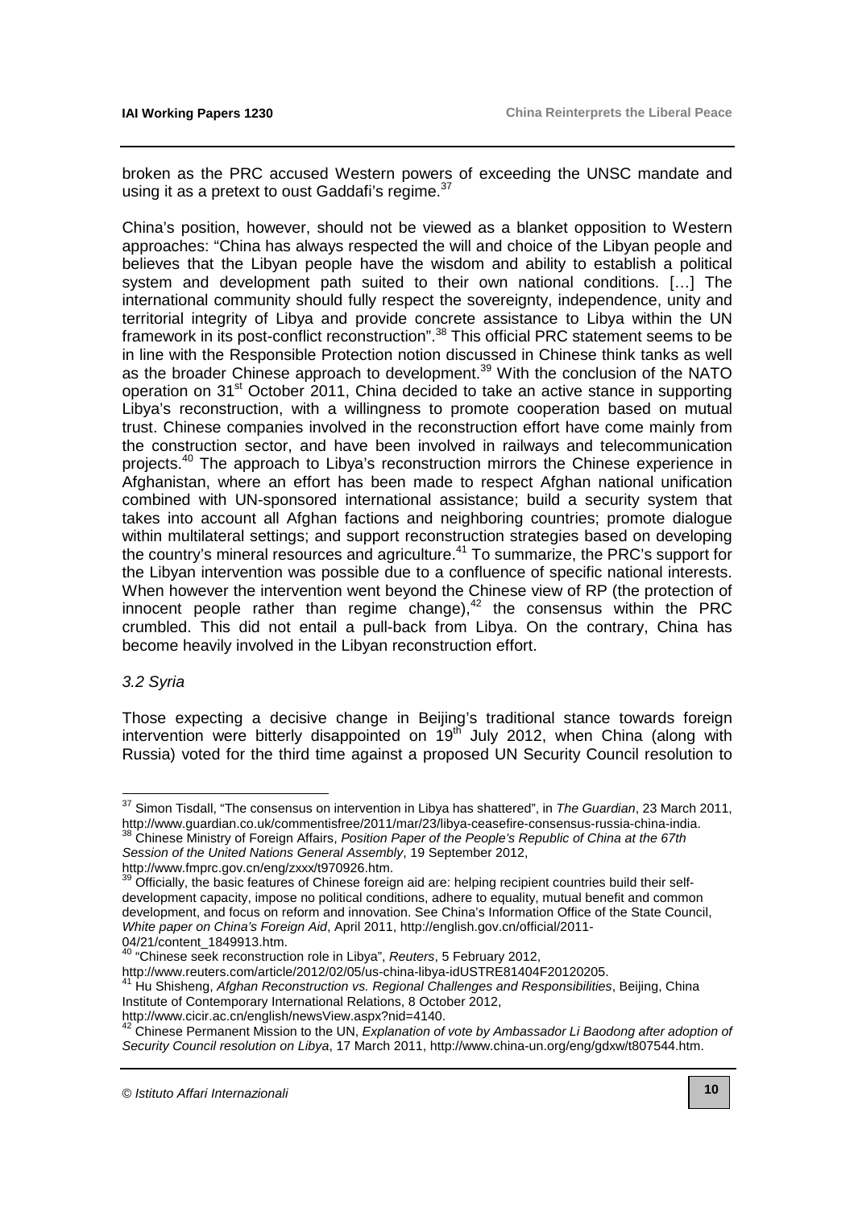broken as the PRC accused Western powers of exceeding the UNSC mandate and using it as a pretext to oust Gaddafi's regime.[37]

China's position, however, should not be viewed as a blanket opposition to Western approaches: "China has always respected the will and choice of the Libyan people and believes that the Libyan people have the wisdom and ability to establish a political system and development path suited to their own national conditions. […] The international community should fully respect the sovereignty, independence, unity and territorial integrity of Libya and provide concrete assistance to Libya within the UN framework in its post-conflict reconstruction".[38] This official PRC statement seems to be in line with the Responsible Protection notion discussed in Chinese think tanks as well as the broader Chinese approach to development.[39] With the conclusion of the NATO operation on 31st October 2011, China decided to take an active stance in supporting Libya's reconstruction, with a willingness to promote cooperation based on mutual trust. Chinese companies involved in the reconstruction effort have come mainly from the construction sector, and have been involved in railways and telecommunication projects.[40] The approach to Libya's reconstruction mirrors the Chinese experience in Afghanistan, where an effort has been made to respect Afghan national unification combined with UN-sponsored international assistance; build a security system that takes into account all Afghan factions and neighboring countries; promote dialogue within multilateral settings; and support reconstruction strategies based on developing the country's mineral resources and agriculture.[41] To summarize, the PRC's support for the Libyan intervention was possible due to a confluence of specific national interests. When however the intervention went beyond the Chinese view of RP (the protection of innocent people rather than regime change),[42] the consensus within the PRC crumbled. This did not entail a pull-back from Libya. On the contrary, China has become heavily involved in the Libyan reconstruction effort.

*3.2 Syria*

Those expecting a decisive change in Beijing's traditional stance towards foreign intervention were bitterly disappointed on 19th July 2012, when China (along with Russia) voted for the third time against a proposed UN Security Council resolution to

---

[37] Simon Tisdall, "The consensus on intervention in Libya has shattered", in *The Guardian*, 23 March 2011, http://www.guardian.co.uk/commentisfree/2011/mar/23/libya-ceasefire-consensus-russia-china-india.

[38] Chinese Ministry of Foreign Affairs, *Position Paper of the People's Republic of China at the 67th Session of the United Nations General Assembly*, 19 September 2012, http://www.fmprc.gov.cn/eng/zxxx/t970926.htm.

[39] Officially, the basic features of Chinese foreign aid are: helping recipient countries build their self-development capacity, impose no political conditions, adhere to equality, mutual benefit and common development, and focus on reform and innovation. See China's Information Office of the State Council, *White paper on China's Foreign Aid*, April 2011, http://english.gov.cn/official/2011-04/21/content_1849913.htm.

[40] "Chinese seek reconstruction role in Libya", *Reuters*, 5 February 2012, http://www.reuters.com/article/2012/02/05/us-china-libya-idUSTRE81404F20120205.

[41] Hu Shisheng, *Afghan Reconstruction vs. Regional Challenges and Responsibilities*, Beijing, China Institute of Contemporary International Relations, 8 October 2012, http://www.cicir.ac.cn/english/newsView.aspx?nid=4140.

[42] Chinese Permanent Mission to the UN, *Explanation of vote by Ambassador Li Baodong after adoption of Security Council resolution on Libya*, 17 March 2011, http://www.china-un.org/eng/gdxw/t807544.htm.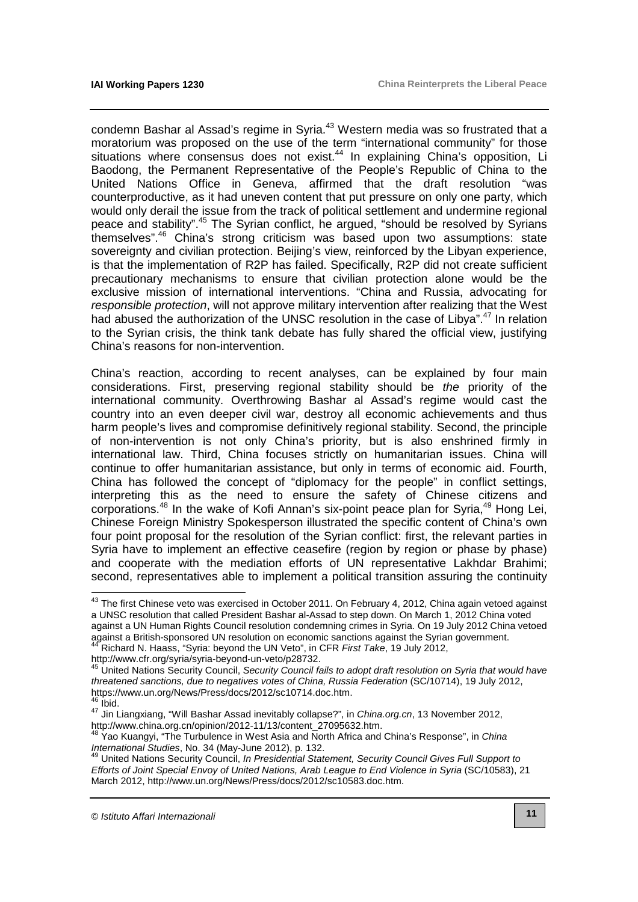condemn Bashar al Assad's regime in Syria.[43] Western media was so frustrated that a moratorium was proposed on the use of the term "international community" for those situations where consensus does not exist.[44] In explaining China's opposition, Li Baodong, the Permanent Representative of the People's Republic of China to the United Nations Office in Geneva, affirmed that the draft resolution "was counterproductive, as it had uneven content that put pressure on only one party, which would only derail the issue from the track of political settlement and undermine regional peace and stability".[45] The Syrian conflict, he argued, "should be resolved by Syrians themselves".[46] China's strong criticism was based upon two assumptions: state sovereignty and civilian protection. Beijing's view, reinforced by the Libyan experience, is that the implementation of R2P has failed. Specifically, R2P did not create sufficient precautionary mechanisms to ensure that civilian protection alone would be the exclusive mission of international interventions. "China and Russia, advocating for *responsible protection*, will not approve military intervention after realizing that the West had abused the authorization of the UNSC resolution in the case of Libya".[47] In relation to the Syrian crisis, the think tank debate has fully shared the official view, justifying China's reasons for non-intervention.

China's reaction, according to recent analyses, can be explained by four main considerations. First, preserving regional stability should be *the* priority of the international community. Overthrowing Bashar al Assad's regime would cast the country into an even deeper civil war, destroy all economic achievements and thus harm people's lives and compromise definitively regional stability. Second, the principle of non-intervention is not only China's priority, but is also enshrined firmly in international law. Third, China focuses strictly on humanitarian issues. China will continue to offer humanitarian assistance, but only in terms of economic aid. Fourth, China has followed the concept of "diplomacy for the people" in conflict settings, interpreting this as the need to ensure the safety of Chinese citizens and corporations.[48] In the wake of Kofi Annan's six-point peace plan for Syria,[49] Hong Lei, Chinese Foreign Ministry Spokesperson illustrated the specific content of China's own four point proposal for the resolution of the Syrian conflict: first, the relevant parties in Syria have to implement an effective ceasefire (region by region or phase by phase) and cooperate with the mediation efforts of UN representative Lakhdar Brahimi; second, representatives able to implement a political transition assuring the continuity

---

[43] The first Chinese veto was exercised in October 2011. On February 4, 2012, China again vetoed against a UNSC resolution that called President Bashar al-Assad to step down. On March 1, 2012 China voted against a UN Human Rights Council resolution condemning crimes in Syria. On 19 July 2012 China vetoed against a British-sponsored UN resolution on economic sanctions against the Syrian government.

[44] Richard N. Haass, "Syria: beyond the UN Veto", in CFR *First Take*, 19 July 2012, http://www.cfr.org/syria/syria-beyond-un-veto/p28732.

[45] United Nations Security Council, *Security Council fails to adopt draft resolution on Syria that would have threatened sanctions, due to negatives votes of China, Russia Federation* (SC/10714), 19 July 2012, https://www.un.org/News/Press/docs/2012/sc10714.doc.htm.

[46] Ibid.

[47] Jin Liangxiang, "Will Bashar Assad inevitably collapse?", in *China.org.cn*, 13 November 2012, http://www.china.org.cn/opinion/2012-11/13/content_27095632.htm.

[48] Yao Kuangyi, "The Turbulence in West Asia and North Africa and China's Response", in *China International Studies*, No. 34 (May-June 2012), p. 132.

[49] United Nations Security Council, *In Presidential Statement, Security Council Gives Full Support to Efforts of Joint Special Envoy of United Nations, Arab League to End Violence in Syria* (SC/10583), 21 March 2012, http://www.un.org/News/Press/docs/2012/sc10583.doc.htm.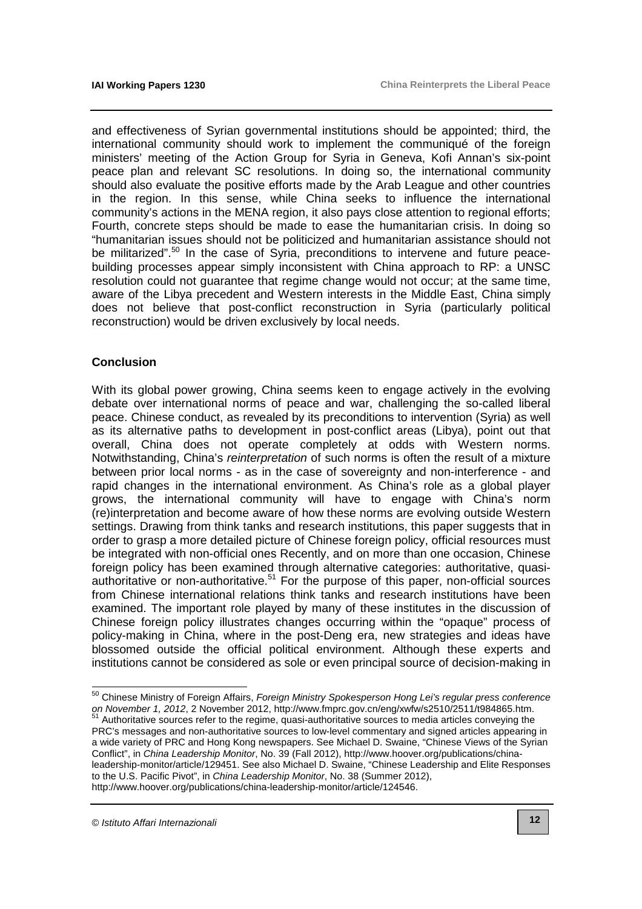and effectiveness of Syrian governmental institutions should be appointed; third, the international community should work to implement the communiqué of the foreign ministers' meeting of the Action Group for Syria in Geneva, Kofi Annan's six-point peace plan and relevant SC resolutions. In doing so, the international community should also evaluate the positive efforts made by the Arab League and other countries in the region. In this sense, while China seeks to influence the international community's actions in the MENA region, it also pays close attention to regional efforts; Fourth, concrete steps should be made to ease the humanitarian crisis. In doing so "humanitarian issues should not be politicized and humanitarian assistance should not be militarized".[50] In the case of Syria, preconditions to intervene and future peace-building processes appear simply inconsistent with China approach to RP: a UNSC resolution could not guarantee that regime change would not occur; at the same time, aware of the Libya precedent and Western interests in the Middle East, China simply does not believe that post-conflict reconstruction in Syria (particularly political reconstruction) would be driven exclusively by local needs.

## Conclusion

With its global power growing, China seems keen to engage actively in the evolving debate over international norms of peace and war, challenging the so-called liberal peace. Chinese conduct, as revealed by its preconditions to intervention (Syria) as well as its alternative paths to development in post-conflict areas (Libya), point out that overall, China does not operate completely at odds with Western norms. Notwithstanding, China's *reinterpretation* of such norms is often the result of a mixture between prior local norms - as in the case of sovereignty and non-interference - and rapid changes in the international environment. As China's role as a global player grows, the international community will have to engage with China's norm (re)interpretation and become aware of how these norms are evolving outside Western settings. Drawing from think tanks and research institutions, this paper suggests that in order to grasp a more detailed picture of Chinese foreign policy, official resources must be integrated with non-official ones Recently, and on more than one occasion, Chinese foreign policy has been examined through alternative categories: authoritative, quasi-authoritative or non-authoritative.[51] For the purpose of this paper, non-official sources from Chinese international relations think tanks and research institutions have been examined. The important role played by many of these institutes in the discussion of Chinese foreign policy illustrates changes occurring within the "opaque" process of policy-making in China, where in the post-Deng era, new strategies and ideas have blossomed outside the official political environment. Although these experts and institutions cannot be considered as sole or even principal source of decision-making in

---

[50] Chinese Ministry of Foreign Affairs, *Foreign Ministry Spokesperson Hong Lei's regular press conference on November 1, 2012*, 2 November 2012, http://www.fmprc.gov.cn/eng/xwfw/s2510/2511/t984865.htm.

[51] Authoritative sources refer to the regime, quasi-authoritative sources to media articles conveying the PRC's messages and non-authoritative sources to low-level commentary and signed articles appearing in a wide variety of PRC and Hong Kong newspapers. See Michael D. Swaine, "Chinese Views of the Syrian Conflict", in *China Leadership Monitor*, No. 39 (Fall 2012), http://www.hoover.org/publications/china-leadership-monitor/article/129451. See also Michael D. Swaine, "Chinese Leadership and Elite Responses to the U.S. Pacific Pivot", in *China Leadership Monitor*, No. 38 (Summer 2012), http://www.hoover.org/publications/china-leadership-monitor/article/124546.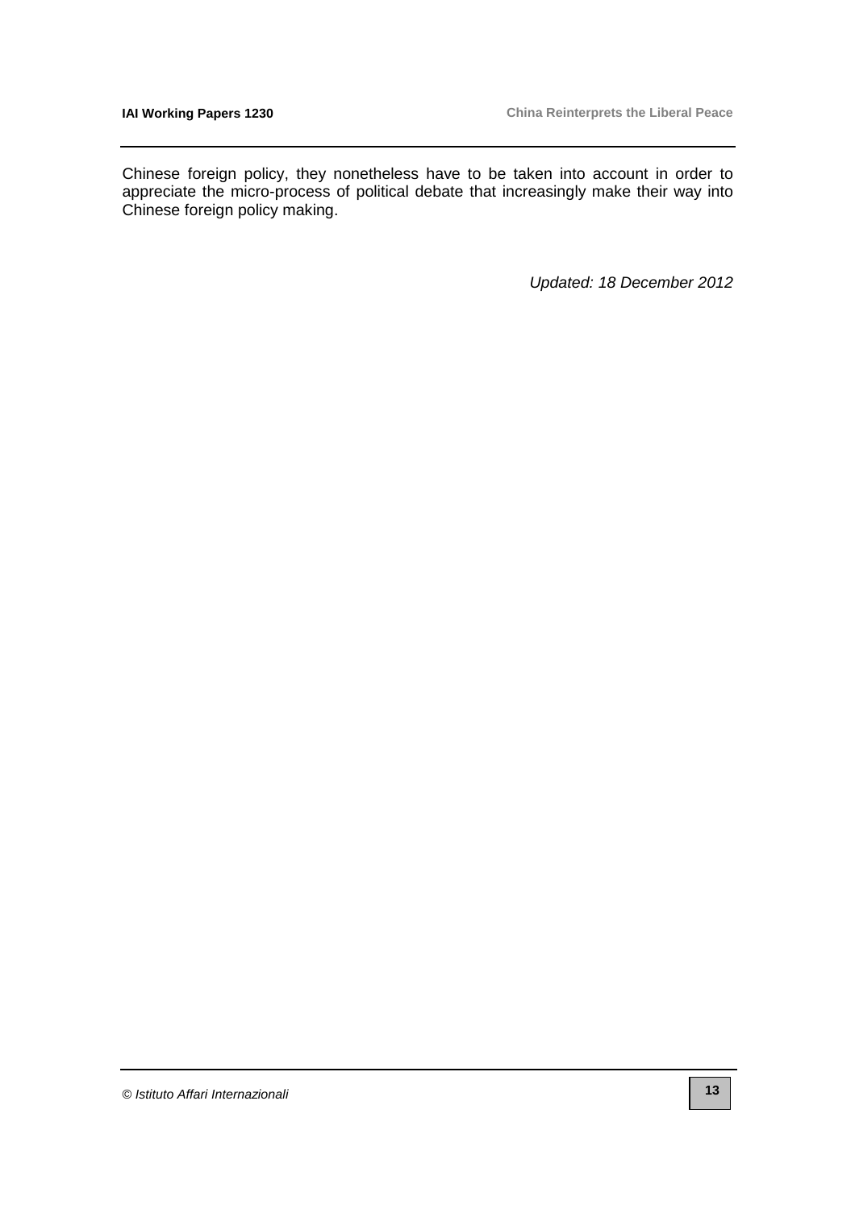Chinese foreign policy, they nonetheless have to be taken into account in order to appreciate the micro-process of political debate that increasingly make their way into Chinese foreign policy making.

*Updated: 18 December 2012*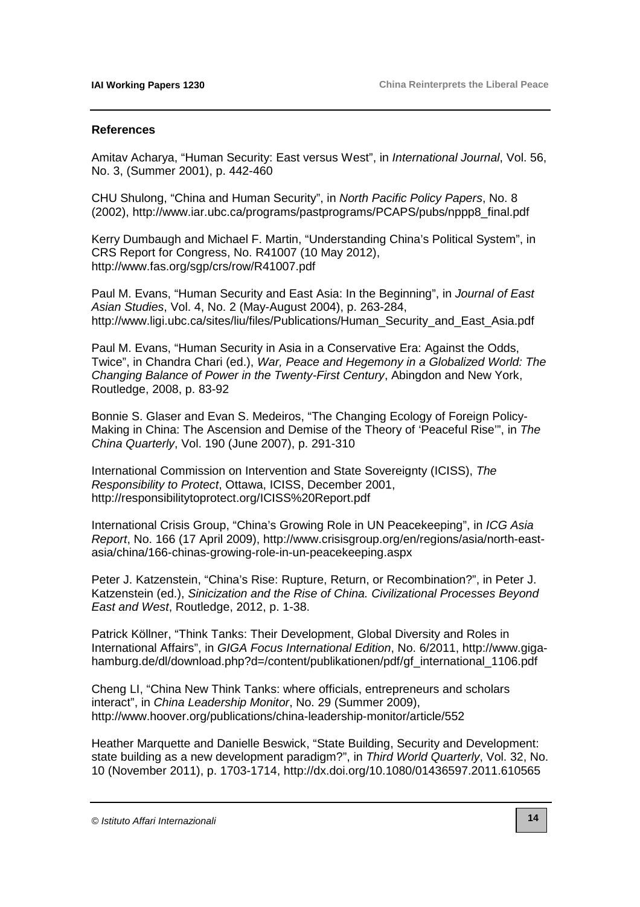### References

Amitav Acharya, “Human Security: East versus West”, in *International Journal*, Vol. 56, No. 3, (Summer 2001), p. 442-460

CHU Shulong, “China and Human Security”, in *North Pacific Policy Papers*, No. 8 (2002), http://www.iar.ubc.ca/programs/pastprograms/PCAPS/pubs/nppp8_final.pdf

Kerry Dumbaugh and Michael F. Martin, “Understanding China’s Political System”, in CRS Report for Congress, No. R41007 (10 May 2012), http://www.fas.org/sgp/crs/row/R41007.pdf

Paul M. Evans, “Human Security and East Asia: In the Beginning”, in *Journal of East Asian Studies*, Vol. 4, No. 2 (May-August 2004), p. 263-284, http://www.ligi.ubc.ca/sites/liu/files/Publications/Human_Security_and_East_Asia.pdf

Paul M. Evans, “Human Security in Asia in a Conservative Era: Against the Odds, Twice”, in Chandra Chari (ed.), *War, Peace and Hegemony in a Globalized World: The Changing Balance of Power in the Twenty-First Century*, Abingdon and New York, Routledge, 2008, p. 83-92

Bonnie S. Glaser and Evan S. Medeiros, “The Changing Ecology of Foreign Policy-Making in China: The Ascension and Demise of the Theory of ‘Peaceful Rise’”, in *The China Quarterly*, Vol. 190 (June 2007), p. 291-310

International Commission on Intervention and State Sovereignty (ICISS), *The Responsibility to Protect*, Ottawa, ICISS, December 2001, http://responsibilitytoprotect.org/ICISS%20Report.pdf

International Crisis Group, “China’s Growing Role in UN Peacekeeping”, in *ICG Asia Report*, No. 166 (17 April 2009), http://www.crisisgroup.org/en/regions/asia/north-east-asia/china/166-chinas-growing-role-in-un-peacekeeping.aspx

Peter J. Katzenstein, “China’s Rise: Rupture, Return, or Recombination?”, in Peter J. Katzenstein (ed.), *Sinicization and the Rise of China. Civilizational Processes Beyond East and West*, Routledge, 2012, p. 1-38.

Patrick Köllner, “Think Tanks: Their Development, Global Diversity and Roles in International Affairs”, in *GIGA Focus International Edition*, No. 6/2011, http://www.giga-hamburg.de/dl/download.php?d=/content/publikationen/pdf/gf_international_1106.pdf

Cheng LI, “China New Think Tanks: where officials, entrepreneurs and scholars interact”, in *China Leadership Monitor*, No. 29 (Summer 2009), http://www.hoover.org/publications/china-leadership-monitor/article/552

Heather Marquette and Danielle Beswick, “State Building, Security and Development: state building as a new development paradigm?”, in *Third World Quarterly*, Vol. 32, No. 10 (November 2011), p. 1703-1714, http://dx.doi.org/10.1080/01436597.2011.610565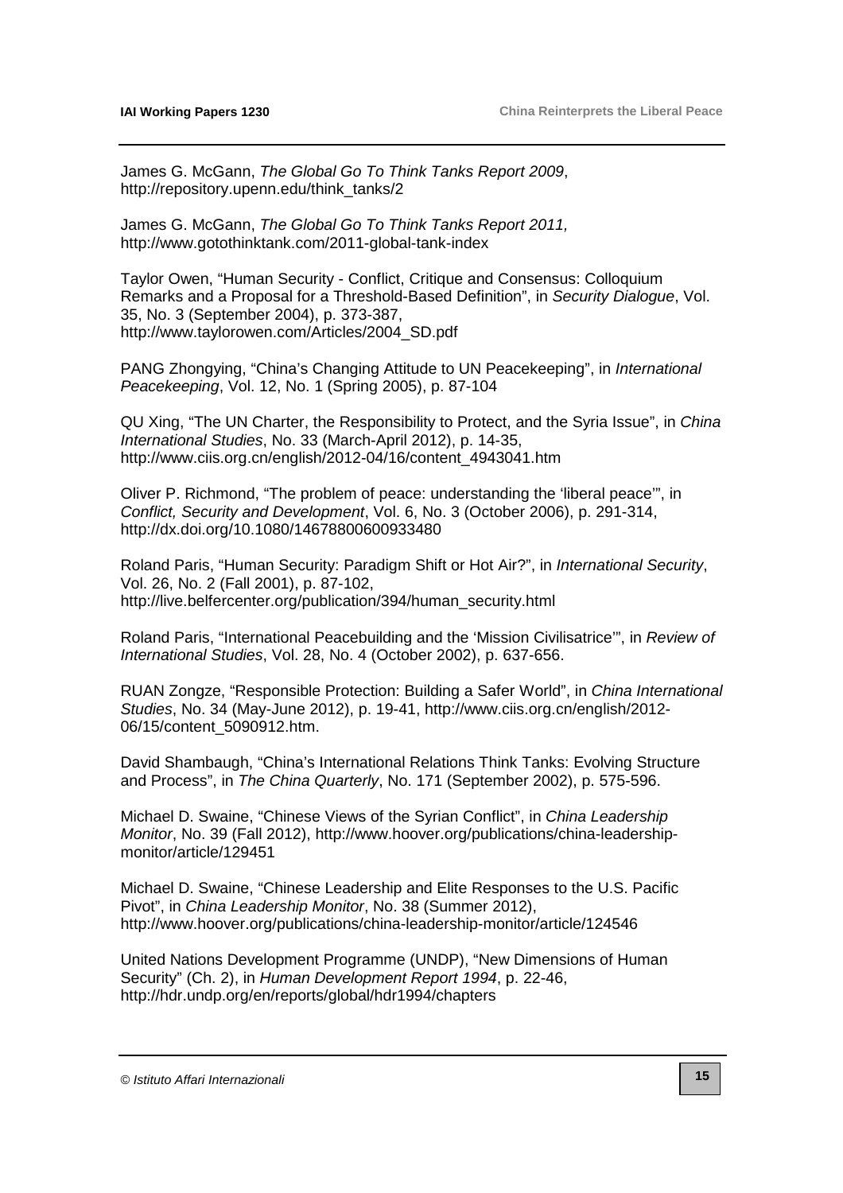James G. McGann, *The Global Go To Think Tanks Report 2009*, http://repository.upenn.edu/think_tanks/2

James G. McGann, *The Global Go To Think Tanks Report 2011,* http://www.gotothinktank.com/2011-global-tank-index

Taylor Owen, "Human Security - Conflict, Critique and Consensus: Colloquium Remarks and a Proposal for a Threshold-Based Definition", in *Security Dialogue*, Vol. 35, No. 3 (September 2004), p. 373-387, http://www.taylorowen.com/Articles/2004_SD.pdf

PANG Zhongying, "China's Changing Attitude to UN Peacekeeping", in *International Peacekeeping*, Vol. 12, No. 1 (Spring 2005), p. 87-104

QU Xing, "The UN Charter, the Responsibility to Protect, and the Syria Issue", in *China International Studies*, No. 33 (March-April 2012), p. 14-35, http://www.ciis.org.cn/english/2012-04/16/content_4943041.htm

Oliver P. Richmond, "The problem of peace: understanding the 'liberal peace'", in *Conflict, Security and Development*, Vol. 6, No. 3 (October 2006), p. 291-314, http://dx.doi.org/10.1080/14678800600933480

Roland Paris, "Human Security: Paradigm Shift or Hot Air?", in *International Security*, Vol. 26, No. 2 (Fall 2001), p. 87-102, http://live.belfercenter.org/publication/394/human_security.html

Roland Paris, "International Peacebuilding and the 'Mission Civilisatrice'", in *Review of International Studies*, Vol. 28, No. 4 (October 2002), p. 637-656.

RUAN Zongze, "Responsible Protection: Building a Safer World", in *China International Studies*, No. 34 (May-June 2012), p. 19-41, http://www.ciis.org.cn/english/2012-06/15/content_5090912.htm.

David Shambaugh, "China's International Relations Think Tanks: Evolving Structure and Process", in *The China Quarterly*, No. 171 (September 2002), p. 575-596.

Michael D. Swaine, "Chinese Views of the Syrian Conflict", in *China Leadership Monitor*, No. 39 (Fall 2012), http://www.hoover.org/publications/china-leadership-monitor/article/129451

Michael D. Swaine, "Chinese Leadership and Elite Responses to the U.S. Pacific Pivot", in *China Leadership Monitor*, No. 38 (Summer 2012), http://www.hoover.org/publications/china-leadership-monitor/article/124546

United Nations Development Programme (UNDP), "New Dimensions of Human Security" (Ch. 2), in *Human Development Report 1994*, p. 22-46, http://hdr.undp.org/en/reports/global/hdr1994/chapters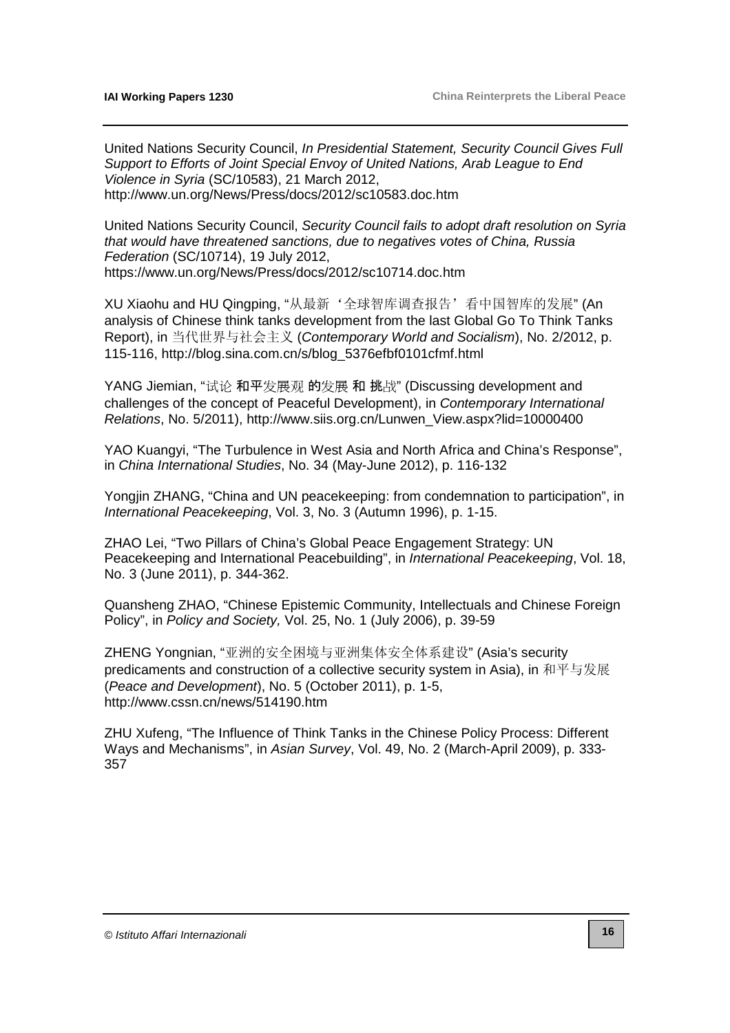United Nations Security Council, *In Presidential Statement, Security Council Gives Full Support to Efforts of Joint Special Envoy of United Nations, Arab League to End Violence in Syria* (SC/10583), 21 March 2012, http://www.un.org/News/Press/docs/2012/sc10583.doc.htm

United Nations Security Council, *Security Council fails to adopt draft resolution on Syria that would have threatened sanctions, due to negatives votes of China, Russia Federation* (SC/10714), 19 July 2012, https://www.un.org/News/Press/docs/2012/sc10714.doc.htm

XU Xiaohu and HU Qingping, "从最新‘全球智库调查报告’看中国智库的发展" (An analysis of Chinese think tanks development from the last Global Go To Think Tanks Report), in 当代世界与社会主义 (*Contemporary World and Socialism*), No. 2/2012, p. 115-116, http://blog.sina.com.cn/s/blog_5376efbf0101cfmf.html

YANG Jiemian, "试论 和平发展观 的发展 和 挑战" (Discussing development and challenges of the concept of Peaceful Development), in *Contemporary International Relations*, No. 5/2011), http://www.siis.org.cn/Lunwen_View.aspx?lid=10000400

YAO Kuangyi, "The Turbulence in West Asia and North Africa and China's Response", in *China International Studies*, No. 34 (May-June 2012), p. 116-132

Yongjin ZHANG, "China and UN peacekeeping: from condemnation to participation", in *International Peacekeeping*, Vol. 3, No. 3 (Autumn 1996), p. 1-15.

ZHAO Lei, "Two Pillars of China's Global Peace Engagement Strategy: UN Peacekeeping and International Peacebuilding", in *International Peacekeeping*, Vol. 18, No. 3 (June 2011), p. 344-362.

Quansheng ZHAO, "Chinese Epistemic Community, Intellectuals and Chinese Foreign Policy", in *Policy and Society,* Vol. 25, No. 1 (July 2006), p. 39-59

ZHENG Yongnian, "亚洲的安全困境与亚洲集体安全体系建设" (Asia's security predicaments and construction of a collective security system in Asia), in 和平与发展 (*Peace and Development*), No. 5 (October 2011), p. 1-5, http://www.cssn.cn/news/514190.htm

ZHU Xufeng, "The Influence of Think Tanks in the Chinese Policy Process: Different Ways and Mechanisms", in *Asian Survey*, Vol. 49, No. 2 (March-April 2009), p. 333-357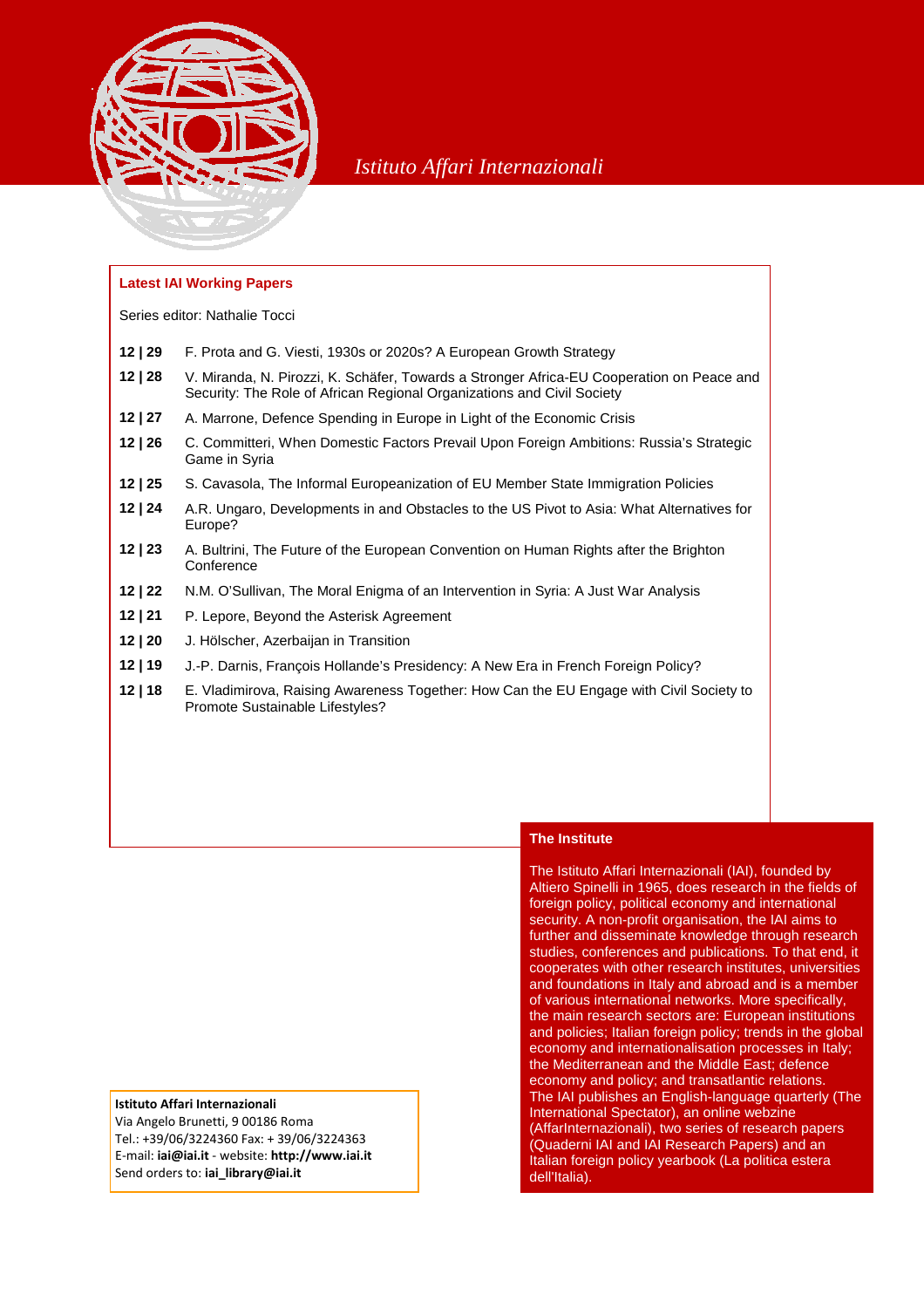*Istituto Affari Internazionali*

**Latest IAI Working Papers**

Series editor: Nathalie Tocci

**12 | 29** F. Prota and G. Viesti, 1930s or 2020s? A European Growth Strategy

**12 | 28** V. Miranda, N. Pirozzi, K. Schäfer, Towards a Stronger Africa-EU Cooperation on Peace and Security: The Role of African Regional Organizations and Civil Society

**12 | 27** A. Marrone, Defence Spending in Europe in Light of the Economic Crisis

**12 | 26** C. Committeri, When Domestic Factors Prevail Upon Foreign Ambitions: Russia's Strategic Game in Syria

**12 | 25** S. Cavasola, The Informal Europeanization of EU Member State Immigration Policies

**12 | 24** A.R. Ungaro, Developments in and Obstacles to the US Pivot to Asia: What Alternatives for Europe?

**12 | 23** A. Bultrini, The Future of the European Convention on Human Rights after the Brighton Conference

**12 | 22** N.M. O'Sullivan, The Moral Enigma of an Intervention in Syria: A Just War Analysis

**12 | 21** P. Lepore, Beyond the Asterisk Agreement

**12 | 20** J. Hölscher, Azerbaijan in Transition

**12 | 19** J.-P. Darnis, François Hollande's Presidency: A New Era in French Foreign Policy?

**12 | 18** E. Vladimirova, Raising Awareness Together: How Can the EU Engage with Civil Society to Promote Sustainable Lifestyles?

**The Institute**

The Istituto Affari Internazionali (IAI), founded by Altiero Spinelli in 1965, does research in the fields of foreign policy, political economy and international security. A non-profit organisation, the IAI aims to further and disseminate knowledge through research studies, conferences and publications. To that end, it cooperates with other research institutes, universities and foundations in Italy and abroad and is a member of various international networks. More specifically, the main research sectors are: European institutions and policies; Italian foreign policy; trends in the global economy and internationalisation processes in Italy; the Mediterranean and the Middle East; defence economy and policy; and transatlantic relations. The IAI publishes an English-language quarterly (The International Spectator), an online webzine (AffarInternazionali), two series of research papers (Quaderni IAI and IAI Research Papers) and an Italian foreign policy yearbook (La politica estera dell'Italia).

**Istituto Affari Internazionali**
Via Angelo Brunetti, 9 00186 Roma
Tel.: +39/06/3224360 Fax: + 39/06/3224363
E-mail: **iai@iai.it** - website: **http://www.iai.it**
Send orders to: **iai_library@iai.it**